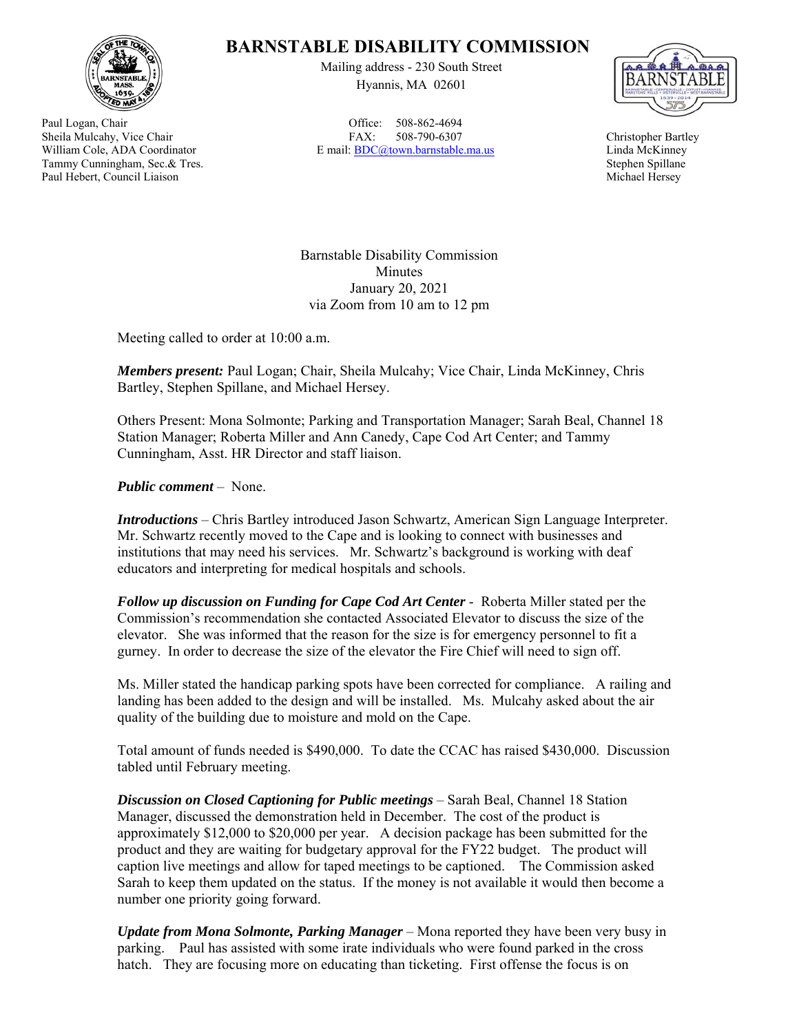# BARNSTABLE DISABILITY COMMISSION

Mailing address - 230 South Street
Hyannis, MA 02601

Office: 508-862-4694
FAX: 508-790-6307
E mail: BDC@town.barnstable.ma.us

Paul Logan, Chair
Sheila Mulcahy, Vice Chair
William Cole, ADA Coordinator
Tammy Cunningham, Sec.& Tres.
Paul Hebert, Council Liaison

Christopher Bartley
Linda McKinney
Stephen Spillane
Michael Hersey

Barnstable Disability Commission
Minutes
January 20, 2021
via Zoom from 10 am to 12 pm

Meeting called to order at 10:00 a.m.

***Members present:*** Paul Logan; Chair, Sheila Mulcahy; Vice Chair, Linda McKinney, Chris Bartley, Stephen Spillane, and Michael Hersey.

Others Present: Mona Solmonte; Parking and Transportation Manager; Sarah Beal, Channel 18 Station Manager; Roberta Miller and Ann Canedy, Cape Cod Art Center; and Tammy Cunningham, Asst. HR Director and staff liaison.

***Public comment*** – None.

***Introductions*** – Chris Bartley introduced Jason Schwartz, American Sign Language Interpreter. Mr. Schwartz recently moved to the Cape and is looking to connect with businesses and institutions that may need his services. Mr. Schwartz's background is working with deaf educators and interpreting for medical hospitals and schools.

***Follow up discussion on Funding for Cape Cod Art Center*** - Roberta Miller stated per the Commission's recommendation she contacted Associated Elevator to discuss the size of the elevator. She was informed that the reason for the size is for emergency personnel to fit a gurney. In order to decrease the size of the elevator the Fire Chief will need to sign off.

Ms. Miller stated the handicap parking spots have been corrected for compliance. A railing and landing has been added to the design and will be installed. Ms. Mulcahy asked about the air quality of the building due to moisture and mold on the Cape.

Total amount of funds needed is $490,000. To date the CCAC has raised $430,000. Discussion tabled until February meeting.

***Discussion on Closed Captioning for Public meetings*** – Sarah Beal, Channel 18 Station Manager, discussed the demonstration held in December. The cost of the product is approximately $12,000 to $20,000 per year. A decision package has been submitted for the product and they are waiting for budgetary approval for the FY22 budget. The product will caption live meetings and allow for taped meetings to be captioned. The Commission asked Sarah to keep them updated on the status. If the money is not available it would then become a number one priority going forward.

***Update from Mona Solmonte, Parking Manager*** – Mona reported they have been very busy in parking. Paul has assisted with some irate individuals who were found parked in the cross hatch. They are focusing more on educating than ticketing. First offense the focus is on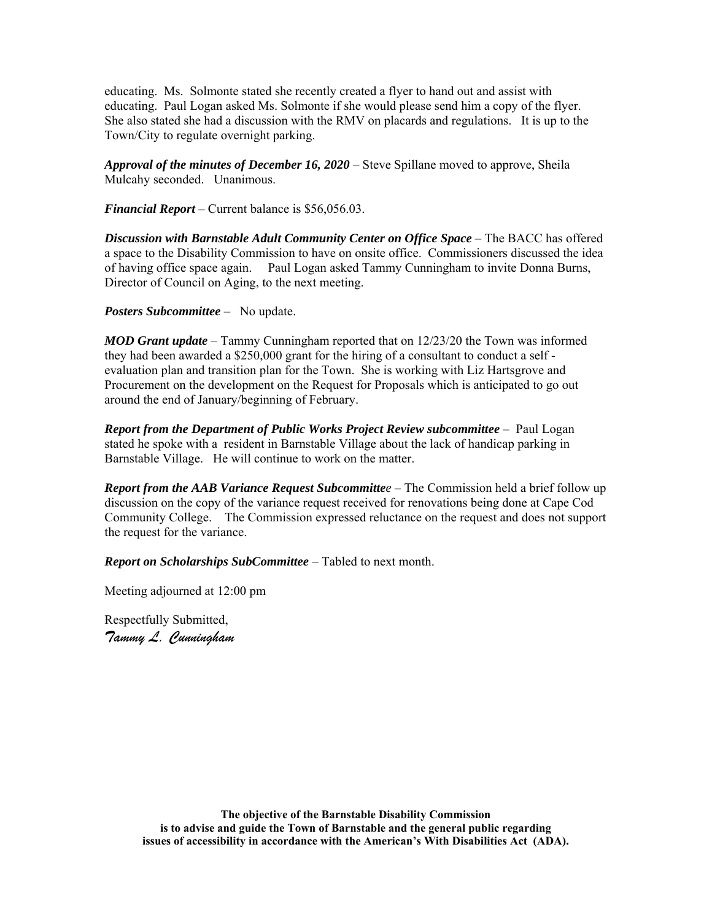educating. Ms. Solmonte stated she recently created a flyer to hand out and assist with educating. Paul Logan asked Ms. Solmonte if she would please send him a copy of the flyer. She also stated she had a discussion with the RMV on placards and regulations. It is up to the Town/City to regulate overnight parking.

***Approval of the minutes of December 16, 2020*** – Steve Spillane moved to approve, Sheila Mulcahy seconded. Unanimous.

***Financial Report*** – Current balance is $56,056.03.

***Discussion with Barnstable Adult Community Center on Office Space*** – The BACC has offered a space to the Disability Commission to have on onsite office. Commissioners discussed the idea of having office space again. Paul Logan asked Tammy Cunningham to invite Donna Burns, Director of Council on Aging, to the next meeting.

***Posters Subcommittee*** – No update.

***MOD Grant update*** – Tammy Cunningham reported that on 12/23/20 the Town was informed they had been awarded a $250,000 grant for the hiring of a consultant to conduct a self - evaluation plan and transition plan for the Town. She is working with Liz Hartsgrove and Procurement on the development on the Request for Proposals which is anticipated to go out around the end of January/beginning of February.

***Report from the Department of Public Works Project Review subcommittee*** – Paul Logan stated he spoke with a resident in Barnstable Village about the lack of handicap parking in Barnstable Village. He will continue to work on the matter.

***Report from the AAB Variance Request Subcommittee*** – The Commission held a brief follow up discussion on the copy of the variance request received for renovations being done at Cape Cod Community College. The Commission expressed reluctance on the request and does not support the request for the variance.

***Report on Scholarships SubCommittee*** – Tabled to next month.

Meeting adjourned at 12:00 pm

Respectfully Submitted,
*Tammy L. Cunningham*

**The objective of the Barnstable Disability Commission is to advise and guide the Town of Barnstable and the general public regarding issues of accessibility in accordance with the American's With Disabilities Act (ADA).**